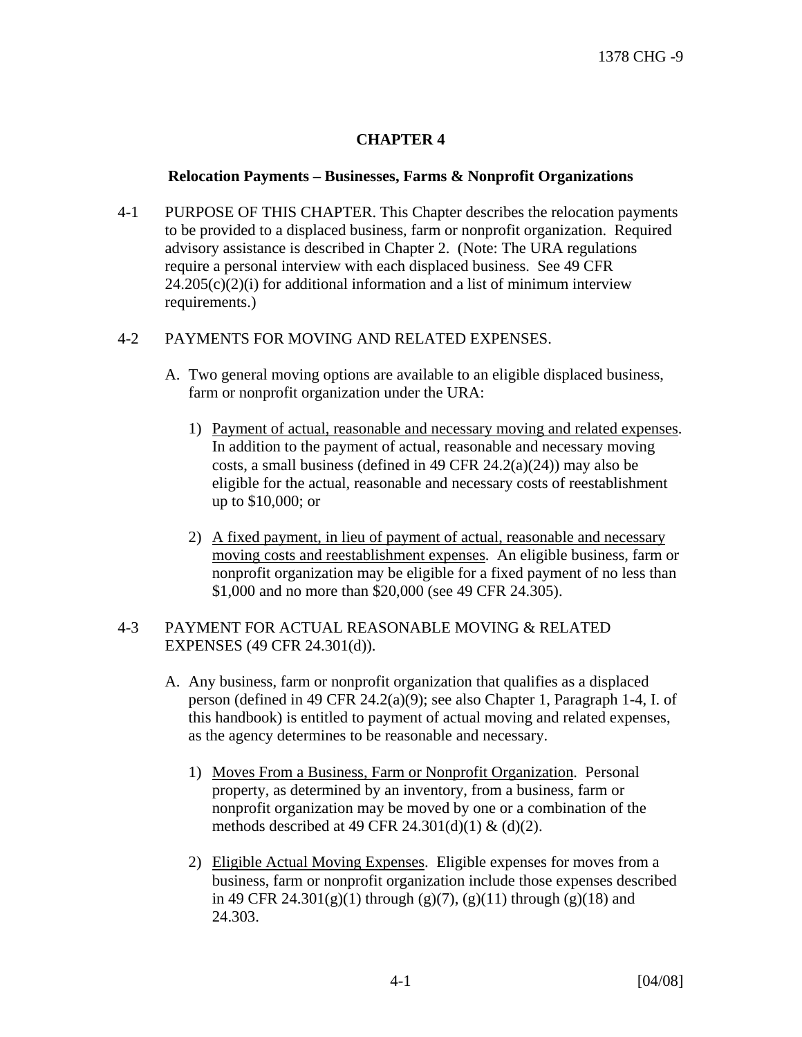# CHAPTER 4

## Relocation Payments – Businesses, Farms & Nonprofit Organizations

4-1 PURPOSE OF THIS CHAPTER. This Chapter describes the relocation payments to be provided to a displaced business, farm or nonprofit organization. Required advisory assistance is described in Chapter 2. (Note: The URA regulations require a personal interview with each displaced business. See 49 CFR 24.205(c)(2)(i) for additional information and a list of minimum interview requirements.)

4-2 PAYMENTS FOR MOVING AND RELATED EXPENSES.

A. Two general moving options are available to an eligible displaced business, farm or nonprofit organization under the URA:

1) Payment of actual, reasonable and necessary moving and related expenses. In addition to the payment of actual, reasonable and necessary moving costs, a small business (defined in 49 CFR 24.2(a)(24)) may also be eligible for the actual, reasonable and necessary costs of reestablishment up to $10,000; or

2) A fixed payment, in lieu of payment of actual, reasonable and necessary moving costs and reestablishment expenses. An eligible business, farm or nonprofit organization may be eligible for a fixed payment of no less than $1,000 and no more than $20,000 (see 49 CFR 24.305).

4-3 PAYMENT FOR ACTUAL REASONABLE MOVING & RELATED EXPENSES (49 CFR 24.301(d)).

A. Any business, farm or nonprofit organization that qualifies as a displaced person (defined in 49 CFR 24.2(a)(9); see also Chapter 1, Paragraph 1-4, I. of this handbook) is entitled to payment of actual moving and related expenses, as the agency determines to be reasonable and necessary.

1) Moves From a Business, Farm or Nonprofit Organization. Personal property, as determined by an inventory, from a business, farm or nonprofit organization may be moved by one or a combination of the methods described at 49 CFR 24.301(d)(1) & (d)(2).

2) Eligible Actual Moving Expenses. Eligible expenses for moves from a business, farm or nonprofit organization include those expenses described in 49 CFR 24.301(g)(1) through (g)(7), (g)(11) through (g)(18) and 24.303.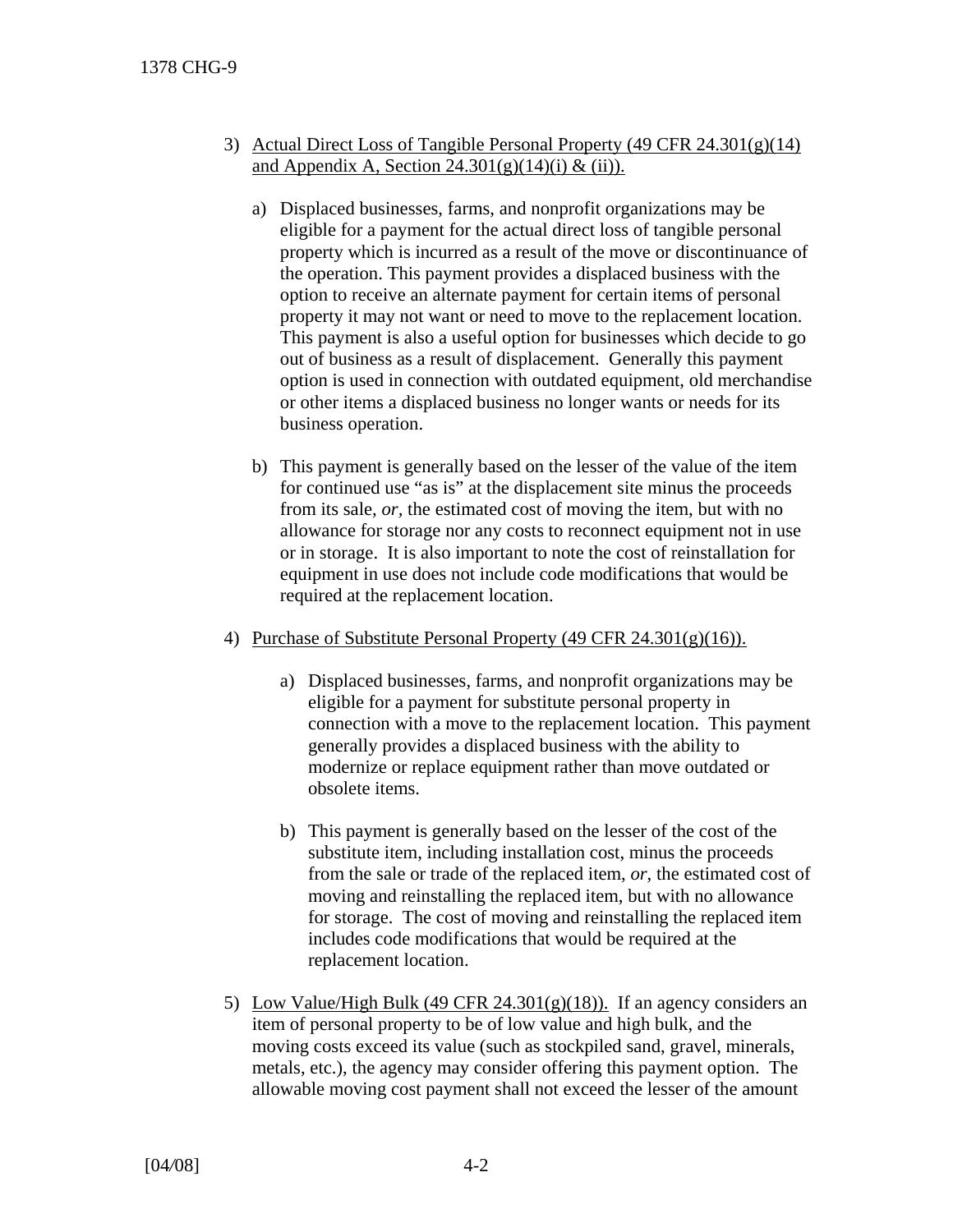3) Actual Direct Loss of Tangible Personal Property (49 CFR 24.301(g)(14) and Appendix A, Section 24.301(g)(14)(i) & (ii)).

   a) Displaced businesses, farms, and nonprofit organizations may be eligible for a payment for the actual direct loss of tangible personal property which is incurred as a result of the move or discontinuance of the operation. This payment provides a displaced business with the option to receive an alternate payment for certain items of personal property it may not want or need to move to the replacement location. This payment is also a useful option for businesses which decide to go out of business as a result of displacement. Generally this payment option is used in connection with outdated equipment, old merchandise or other items a displaced business no longer wants or needs for its business operation.

   b) This payment is generally based on the lesser of the value of the item for continued use "as is" at the displacement site minus the proceeds from its sale, *or*, the estimated cost of moving the item, but with no allowance for storage nor any costs to reconnect equipment not in use or in storage. It is also important to note the cost of reinstallation for equipment in use does not include code modifications that would be required at the replacement location.

4) Purchase of Substitute Personal Property (49 CFR 24.301(g)(16)).

   a) Displaced businesses, farms, and nonprofit organizations may be eligible for a payment for substitute personal property in connection with a move to the replacement location. This payment generally provides a displaced business with the ability to modernize or replace equipment rather than move outdated or obsolete items.

   b) This payment is generally based on the lesser of the cost of the substitute item, including installation cost, minus the proceeds from the sale or trade of the replaced item, *or*, the estimated cost of moving and reinstalling the replaced item, but with no allowance for storage. The cost of moving and reinstalling the replaced item includes code modifications that would be required at the replacement location.

5) Low Value/High Bulk (49 CFR 24.301(g)(18)). If an agency considers an item of personal property to be of low value and high bulk, and the moving costs exceed its value (such as stockpiled sand, gravel, minerals, metals, etc.), the agency may consider offering this payment option. The allowable moving cost payment shall not exceed the lesser of the amount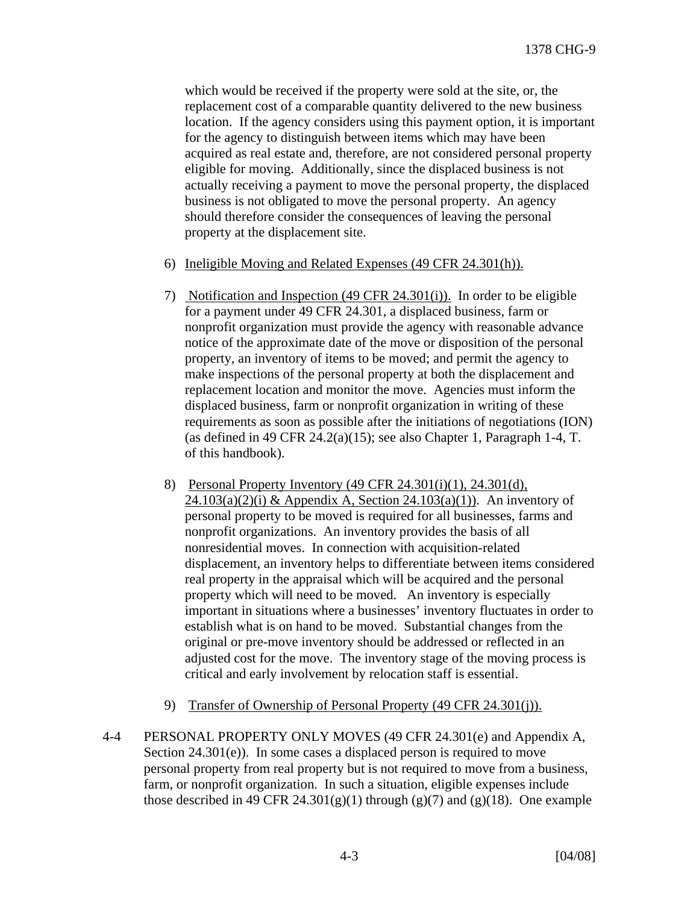which would be received if the property were sold at the site, or, the replacement cost of a comparable quantity delivered to the new business location. If the agency considers using this payment option, it is important for the agency to distinguish between items which may have been acquired as real estate and, therefore, are not considered personal property eligible for moving. Additionally, since the displaced business is not actually receiving a payment to move the personal property, the displaced business is not obligated to move the personal property. An agency should therefore consider the consequences of leaving the personal property at the displacement site.

6) Ineligible Moving and Related Expenses (49 CFR 24.301(h)).

7) Notification and Inspection (49 CFR 24.301(i)). In order to be eligible for a payment under 49 CFR 24.301, a displaced business, farm or nonprofit organization must provide the agency with reasonable advance notice of the approximate date of the move or disposition of the personal property, an inventory of items to be moved; and permit the agency to make inspections of the personal property at both the displacement and replacement location and monitor the move. Agencies must inform the displaced business, farm or nonprofit organization in writing of these requirements as soon as possible after the initiations of negotiations (ION) (as defined in 49 CFR 24.2(a)(15); see also Chapter 1, Paragraph 1-4, T. of this handbook).

8) Personal Property Inventory (49 CFR 24.301(i)(1), 24.301(d), 24.103(a)(2)(i) & Appendix A, Section 24.103(a)(1)). An inventory of personal property to be moved is required for all businesses, farms and nonprofit organizations. An inventory provides the basis of all nonresidential moves. In connection with acquisition-related displacement, an inventory helps to differentiate between items considered real property in the appraisal which will be acquired and the personal property which will need to be moved. An inventory is especially important in situations where a businesses' inventory fluctuates in order to establish what is on hand to be moved. Substantial changes from the original or pre-move inventory should be addressed or reflected in an adjusted cost for the move. The inventory stage of the moving process is critical and early involvement by relocation staff is essential.

9) Transfer of Ownership of Personal Property (49 CFR 24.301(j)).

4-4 PERSONAL PROPERTY ONLY MOVES (49 CFR 24.301(e) and Appendix A, Section 24.301(e)). In some cases a displaced person is required to move personal property from real property but is not required to move from a business, farm, or nonprofit organization. In such a situation, eligible expenses include those described in 49 CFR 24.301(g)(1) through (g)(7) and (g)(18). One example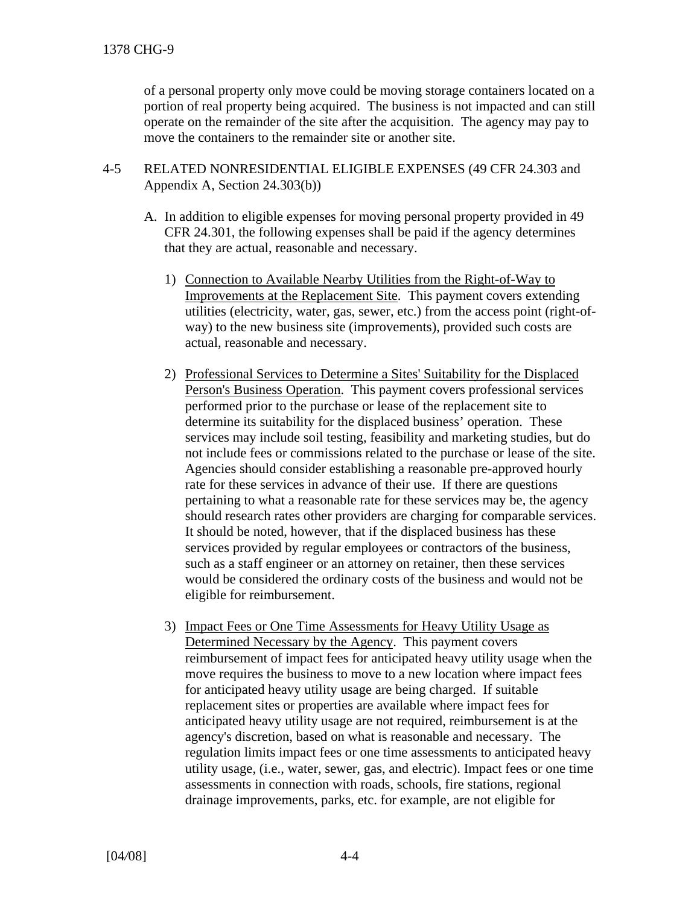of a personal property only move could be moving storage containers located on a portion of real property being acquired. The business is not impacted and can still operate on the remainder of the site after the acquisition. The agency may pay to move the containers to the remainder site or another site.

4-5 RELATED NONRESIDENTIAL ELIGIBLE EXPENSES (49 CFR 24.303 and Appendix A, Section 24.303(b))

A. In addition to eligible expenses for moving personal property provided in 49 CFR 24.301, the following expenses shall be paid if the agency determines that they are actual, reasonable and necessary.

1) Connection to Available Nearby Utilities from the Right-of-Way to Improvements at the Replacement Site. This payment covers extending utilities (electricity, water, gas, sewer, etc.) from the access point (right-of-way) to the new business site (improvements), provided such costs are actual, reasonable and necessary.

2) Professional Services to Determine a Sites' Suitability for the Displaced Person's Business Operation. This payment covers professional services performed prior to the purchase or lease of the replacement site to determine its suitability for the displaced business' operation. These services may include soil testing, feasibility and marketing studies, but do not include fees or commissions related to the purchase or lease of the site. Agencies should consider establishing a reasonable pre-approved hourly rate for these services in advance of their use. If there are questions pertaining to what a reasonable rate for these services may be, the agency should research rates other providers are charging for comparable services. It should be noted, however, that if the displaced business has these services provided by regular employees or contractors of the business, such as a staff engineer or an attorney on retainer, then these services would be considered the ordinary costs of the business and would not be eligible for reimbursement.

3) Impact Fees or One Time Assessments for Heavy Utility Usage as Determined Necessary by the Agency. This payment covers reimbursement of impact fees for anticipated heavy utility usage when the move requires the business to move to a new location where impact fees for anticipated heavy utility usage are being charged. If suitable replacement sites or properties are available where impact fees for anticipated heavy utility usage are not required, reimbursement is at the agency's discretion, based on what is reasonable and necessary. The regulation limits impact fees or one time assessments to anticipated heavy utility usage, (i.e., water, sewer, gas, and electric). Impact fees or one time assessments in connection with roads, schools, fire stations, regional drainage improvements, parks, etc. for example, are not eligible for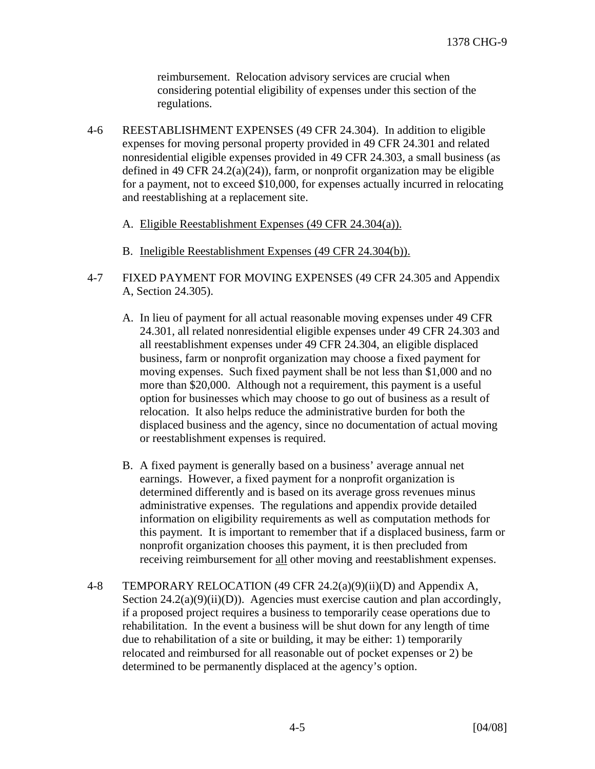reimbursement. Relocation advisory services are crucial when considering potential eligibility of expenses under this section of the regulations.

4-6 REESTABLISHMENT EXPENSES (49 CFR 24.304). In addition to eligible expenses for moving personal property provided in 49 CFR 24.301 and related nonresidential eligible expenses provided in 49 CFR 24.303, a small business (as defined in 49 CFR 24.2(a)(24)), farm, or nonprofit organization may be eligible for a payment, not to exceed $10,000, for expenses actually incurred in relocating and reestablishing at a replacement site.

A. Eligible Reestablishment Expenses (49 CFR 24.304(a)).

B. Ineligible Reestablishment Expenses (49 CFR 24.304(b)).

4-7 FIXED PAYMENT FOR MOVING EXPENSES (49 CFR 24.305 and Appendix A, Section 24.305).

A. In lieu of payment for all actual reasonable moving expenses under 49 CFR 24.301, all related nonresidential eligible expenses under 49 CFR 24.303 and all reestablishment expenses under 49 CFR 24.304, an eligible displaced business, farm or nonprofit organization may choose a fixed payment for moving expenses. Such fixed payment shall be not less than $1,000 and no more than $20,000. Although not a requirement, this payment is a useful option for businesses which may choose to go out of business as a result of relocation. It also helps reduce the administrative burden for both the displaced business and the agency, since no documentation of actual moving or reestablishment expenses is required.

B. A fixed payment is generally based on a business' average annual net earnings. However, a fixed payment for a nonprofit organization is determined differently and is based on its average gross revenues minus administrative expenses. The regulations and appendix provide detailed information on eligibility requirements as well as computation methods for this payment. It is important to remember that if a displaced business, farm or nonprofit organization chooses this payment, it is then precluded from receiving reimbursement for all other moving and reestablishment expenses.

4-8 TEMPORARY RELOCATION (49 CFR 24.2(a)(9)(ii)(D) and Appendix A, Section 24.2(a)(9)(ii)(D)). Agencies must exercise caution and plan accordingly, if a proposed project requires a business to temporarily cease operations due to rehabilitation. In the event a business will be shut down for any length of time due to rehabilitation of a site or building, it may be either: 1) temporarily relocated and reimbursed for all reasonable out of pocket expenses or 2) be determined to be permanently displaced at the agency's option.